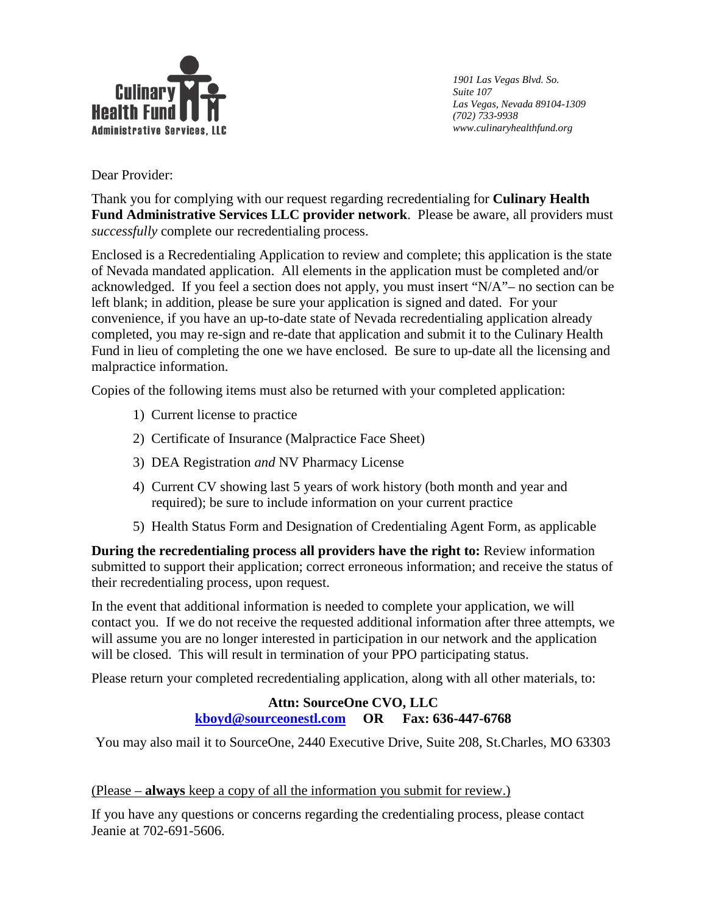Culinary Health Fund
Administrative Services, LLC

*1901 Las Vegas Blvd. So.*
*Suite 107*
*Las Vegas, Nevada 89104-1309*
*(702) 733-9938*
*www.culinaryhealthfund.org*

Dear Provider:

Thank you for complying with our request regarding recredentialing for **Culinary Health Fund Administrative Services LLC provider network**. Please be aware, all providers must *successfully* complete our recredentialing process.

Enclosed is a Recredentialing Application to review and complete; this application is the state of Nevada mandated application. All elements in the application must be completed and/or acknowledged. If you feel a section does not apply, you must insert "N/A"– no section can be left blank; in addition, please be sure your application is signed and dated. For your convenience, if you have an up-to-date state of Nevada recredentialing application already completed, you may re-sign and re-date that application and submit it to the Culinary Health Fund in lieu of completing the one we have enclosed. Be sure to up-date all the licensing and malpractice information.

Copies of the following items must also be returned with your completed application:

1) Current license to practice
2) Certificate of Insurance (Malpractice Face Sheet)
3) DEA Registration *and* NV Pharmacy License
4) Current CV showing last 5 years of work history (both month and year and required); be sure to include information on your current practice
5) Health Status Form and Designation of Credentialing Agent Form, as applicable

**During the recredentialing process all providers have the right to:** Review information submitted to support their application; correct erroneous information; and receive the status of their recredentialing process, upon request.

In the event that additional information is needed to complete your application, we will contact you. If we do not receive the requested additional information after three attempts, we will assume you are no longer interested in participation in our network and the application will be closed. This will result in termination of your PPO participating status.

Please return your completed recredentialing application, along with all other materials, to:

**Attn: SourceOne CVO, LLC**
**kboyd@sourceonestl.com OR Fax: 636-447-6768**

You may also mail it to SourceOne, 2440 Executive Drive, Suite 208, St.Charles, MO 63303

(Please – **always** keep a copy of all the information you submit for review.)

If you have any questions or concerns regarding the credentialing process, please contact Jeanie at 702-691-5606.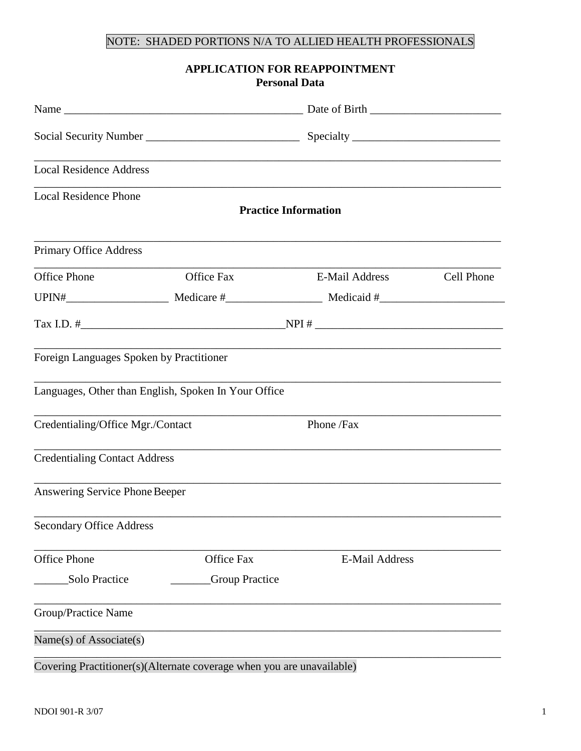NOTE: SHADED PORTIONS N/A TO ALLIED HEALTH PROFESSIONALS

## APPLICATION FOR REAPPOINTMENT

### Personal Data

Name ___________________________________________ Date of Birth ________________________

Social Security Number ___________________________ Specialty __________________________

_______________________________________________________________________________
Local Residence Address

_______________________________________________________________________________
Local Residence Phone

### Practice Information

_______________________________________________________________________________
Primary Office Address

_______________________________________________________________________________
Office Phone    Office Fax    E-Mail Address    Cell Phone

UPIN#__________________ Medicare #_________________ Medicaid #______________________

Tax I.D. #___________________________________NPI # ________________________________

_______________________________________________________________________________
Foreign Languages Spoken by Practitioner

_______________________________________________________________________________
Languages, Other than English, Spoken In Your Office

_______________________________________________________________________________
Credentialing/Office Mgr./Contact    Phone /Fax

_______________________________________________________________________________
Credentialing Contact Address

_______________________________________________________________________________
Answering Service Phone Beeper

_______________________________________________________________________________
Secondary Office Address

_______________________________________________________________________________
Office Phone    Office Fax    E-Mail Address

______Solo Practice    _______Group Practice

_______________________________________________________________________________
Group/Practice Name

_______________________________________________________________________________
Name(s) of Associate(s)

_______________________________________________________________________________
Covering Practitioner(s)(Alternate coverage when you are unavailable)

NDOI 901-R 3/07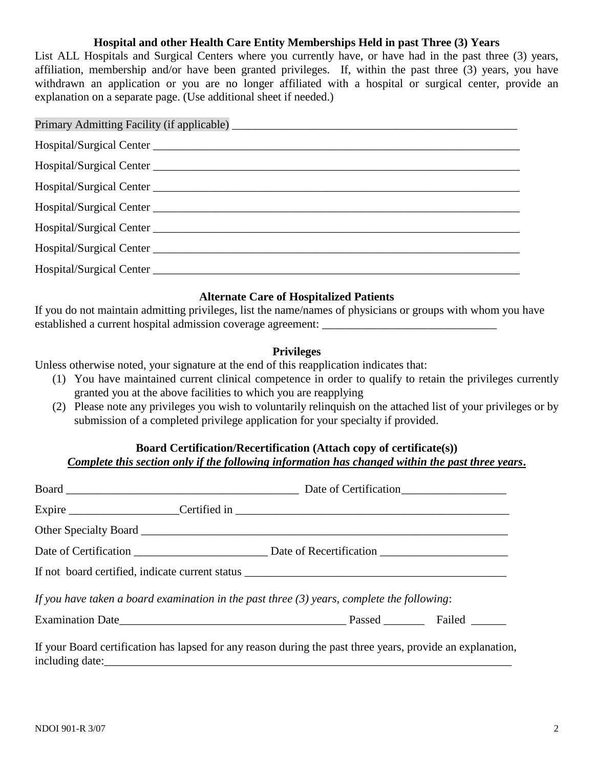**Hospital and other Health Care Entity Memberships Held in past Three (3) Years**

List ALL Hospitals and Surgical Centers where you currently have, or have had in the past three (3) years, affiliation, membership and/or have been granted privileges. If, within the past three (3) years, you have withdrawn an application or you are no longer affiliated with a hospital or surgical center, provide an explanation on a separate page. (Use additional sheet if needed.)

Primary Admitting Facility (if applicable) ___________________________________________________

Hospital/Surgical Center _________________________________________________________________

Hospital/Surgical Center _________________________________________________________________

Hospital/Surgical Center _________________________________________________________________

Hospital/Surgical Center _________________________________________________________________

Hospital/Surgical Center _________________________________________________________________

Hospital/Surgical Center _________________________________________________________________

Hospital/Surgical Center _________________________________________________________________

**Alternate Care of Hospitalized Patients**

If you do not maintain admitting privileges, list the name/names of physicians or groups with whom you have established a current hospital admission coverage agreement: ______________________________

**Privileges**

Unless otherwise noted, your signature at the end of this reapplication indicates that:

(1) You have maintained current clinical competence in order to qualify to retain the privileges currently granted you at the above facilities to which you are reapplying

(2) Please note any privileges you wish to voluntarily relinquish on the attached list of your privileges or by submission of a completed privilege application for your specialty if provided.

**Board Certification/Recertification (Attach copy of certificate(s))**

***Complete this section only if the following information has changed within the past three years.***

Board ________________________________________ Date of Certification__________________

Expire __________________Certified in ________________________________________________

Other Specialty Board _______________________________________________________________

Date of Certification ______________________ Date of Recertification _____________________

If not board certified, indicate current status _____________________________________________

*If you have taken a board examination in the past three (3) years, complete the following*:

Examination Date______________________________________ Passed _______ Failed ______

If your Board certification has lapsed for any reason during the past three years, provide an explanation, including date:________________________________________________________________________

NDOI 901-R 3/07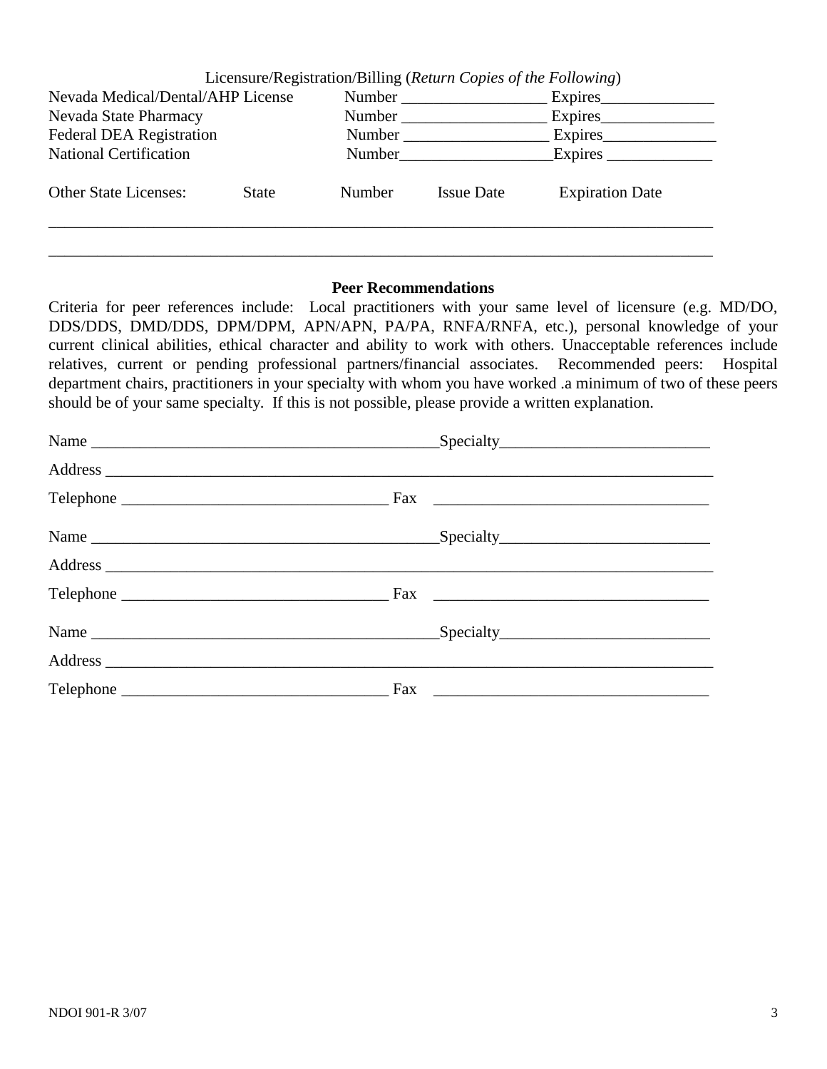Licensure/Registration/Billing (*Return Copies of the Following*)

Nevada Medical/Dental/AHP License Number __________________ Expires______________

Nevada State Pharmacy Number __________________ Expires______________

Federal DEA Registration Number __________________ Expires______________

National Certification Number___________________Expires _____________

| Other State Licenses: | State | Number | Issue Date | Expiration Date |
|---|---|---|---|---|
| | | | | |
| | | | | |

**Peer Recommendations**

Criteria for peer references include: Local practitioners with your same level of licensure (e.g. MD/DO, DDS/DDS, DMD/DDS, DPM/DPM, APN/APN, PA/PA, RNFA/RNFA, etc.), personal knowledge of your current clinical abilities, ethical character and ability to work with others. Unacceptable references include relatives, current or pending professional partners/financial associates. Recommended peers: Hospital department chairs, practitioners in your specialty with whom you have worked .a minimum of two of these peers should be of your same specialty. If this is not possible, please provide a written explanation.

Name ____________________________________________Specialty__________________________

Address ________________________________________________________________________________

Telephone _________________________________ Fax __________________________________

Name ____________________________________________Specialty__________________________

Address ________________________________________________________________________________

Telephone _________________________________ Fax __________________________________

Name ____________________________________________Specialty__________________________

Address ________________________________________________________________________________

Telephone _________________________________ Fax __________________________________

NDOI 901-R 3/07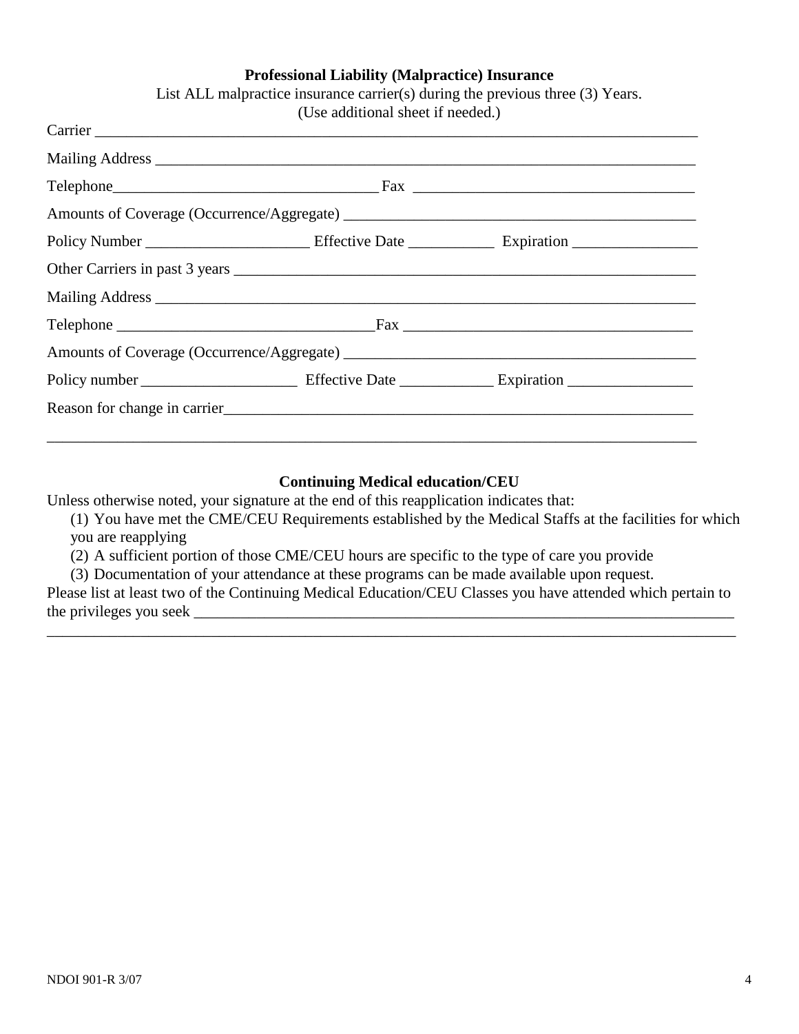**Professional Liability (Malpractice) Insurance**

List ALL malpractice insurance carrier(s) during the previous three (3) Years.
(Use additional sheet if needed.)

Carrier ___________________________________________________________________________

Mailing Address ____________________________________________________________________

Telephone__________________________________ Fax ___________________________________

Amounts of Coverage (Occurrence/Aggregate) _____________________________________________

Policy Number ____________________ Effective Date ___________ Expiration ________________

Other Carriers in past 3 years _________________________________________________________

Mailing Address ____________________________________________________________________

Telephone ________________________________Fax _____________________________________

Amounts of Coverage (Occurrence/Aggregate) _____________________________________________

Policy number ___________________ Effective Date ____________ Expiration ________________

Reason for change in carrier___________________________________________________________

___________________________________________________________________________________

**Continuing Medical education/CEU**

Unless otherwise noted, your signature at the end of this reapplication indicates that:

(1) You have met the CME/CEU Requirements established by the Medical Staffs at the facilities for which you are reapplying

(2) A sufficient portion of those CME/CEU hours are specific to the type of care you provide

(3) Documentation of your attendance at these programs can be made available upon request.

Please list at least two of the Continuing Medical Education/CEU Classes you have attended which pertain to the privileges you seek __________________________________________________________________

___________________________________________________________________________________

NDOI 901-R 3/07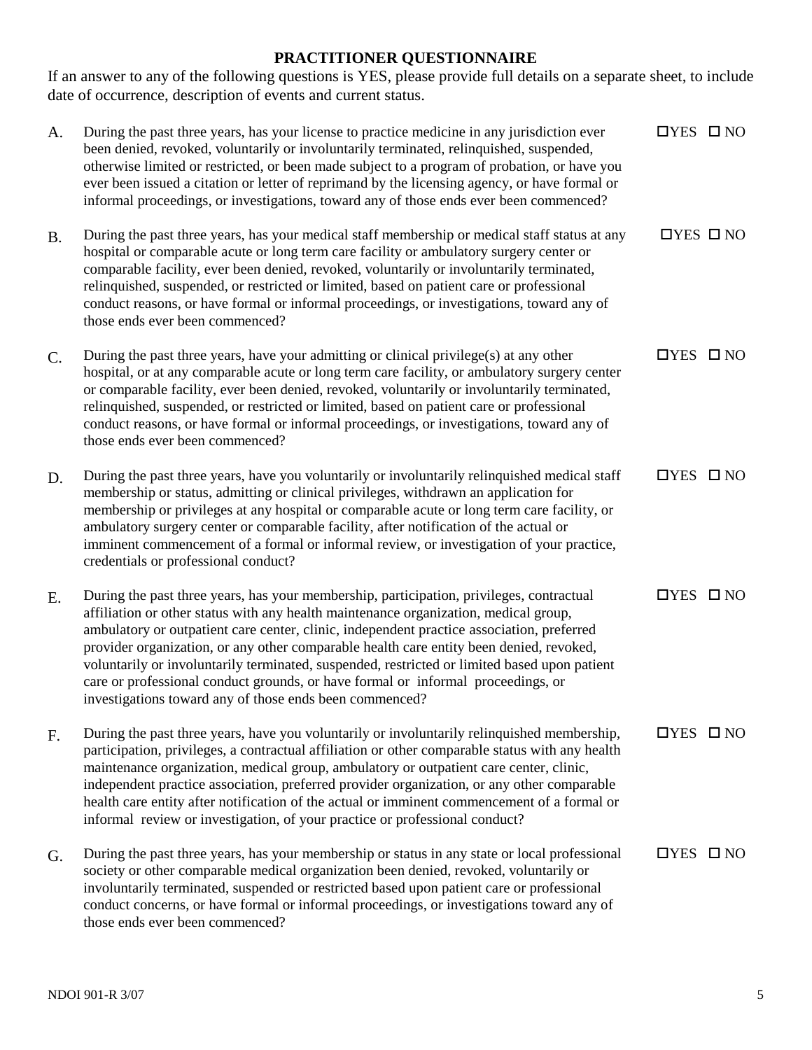## PRACTITIONER QUESTIONNAIRE

If an answer to any of the following questions is YES, please provide full details on a separate sheet, to include date of occurrence, description of events and current status.

A. During the past three years, has your license to practice medicine in any jurisdiction ever been denied, revoked, voluntarily or involuntarily terminated, relinquished, suspended, otherwise limited or restricted, or been made subject to a program of probation, or have you ever been issued a citation or letter of reprimand by the licensing agency, or have formal or informal proceedings, or investigations, toward any of those ends ever been commenced? ☐YES ☐ NO

B. During the past three years, has your medical staff membership or medical staff status at any hospital or comparable acute or long term care facility or ambulatory surgery center or comparable facility, ever been denied, revoked, voluntarily or involuntarily terminated, relinquished, suspended, or restricted or limited, based on patient care or professional conduct reasons, or have formal or informal proceedings, or investigations, toward any of those ends ever been commenced? ☐YES ☐ NO

C. During the past three years, have your admitting or clinical privilege(s) at any other hospital, or at any comparable acute or long term care facility, or ambulatory surgery center or comparable facility, ever been denied, revoked, voluntarily or involuntarily terminated, relinquished, suspended, or restricted or limited, based on patient care or professional conduct reasons, or have formal or informal proceedings, or investigations, toward any of those ends ever been commenced? ☐YES ☐ NO

D. During the past three years, have you voluntarily or involuntarily relinquished medical staff membership or status, admitting or clinical privileges, withdrawn an application for membership or privileges at any hospital or comparable acute or long term care facility, or ambulatory surgery center or comparable facility, after notification of the actual or imminent commencement of a formal or informal review, or investigation of your practice, credentials or professional conduct? ☐YES ☐ NO

E. During the past three years, has your membership, participation, privileges, contractual affiliation or other status with any health maintenance organization, medical group, ambulatory or outpatient care center, clinic, independent practice association, preferred provider organization, or any other comparable health care entity been denied, revoked, voluntarily or involuntarily terminated, suspended, restricted or limited based upon patient care or professional conduct grounds, or have formal or informal proceedings, or investigations toward any of those ends been commenced? ☐YES ☐ NO

F. During the past three years, have you voluntarily or involuntarily relinquished membership, participation, privileges, a contractual affiliation or other comparable status with any health maintenance organization, medical group, ambulatory or outpatient care center, clinic, independent practice association, preferred provider organization, or any other comparable health care entity after notification of the actual or imminent commencement of a formal or informal review or investigation, of your practice or professional conduct? ☐YES ☐ NO

G. During the past three years, has your membership or status in any state or local professional society or other comparable medical organization been denied, revoked, voluntarily or involuntarily terminated, suspended or restricted based upon patient care or professional conduct concerns, or have formal or informal proceedings, or investigations toward any of those ends ever been commenced? ☐YES ☐ NO

NDOI 901-R 3/07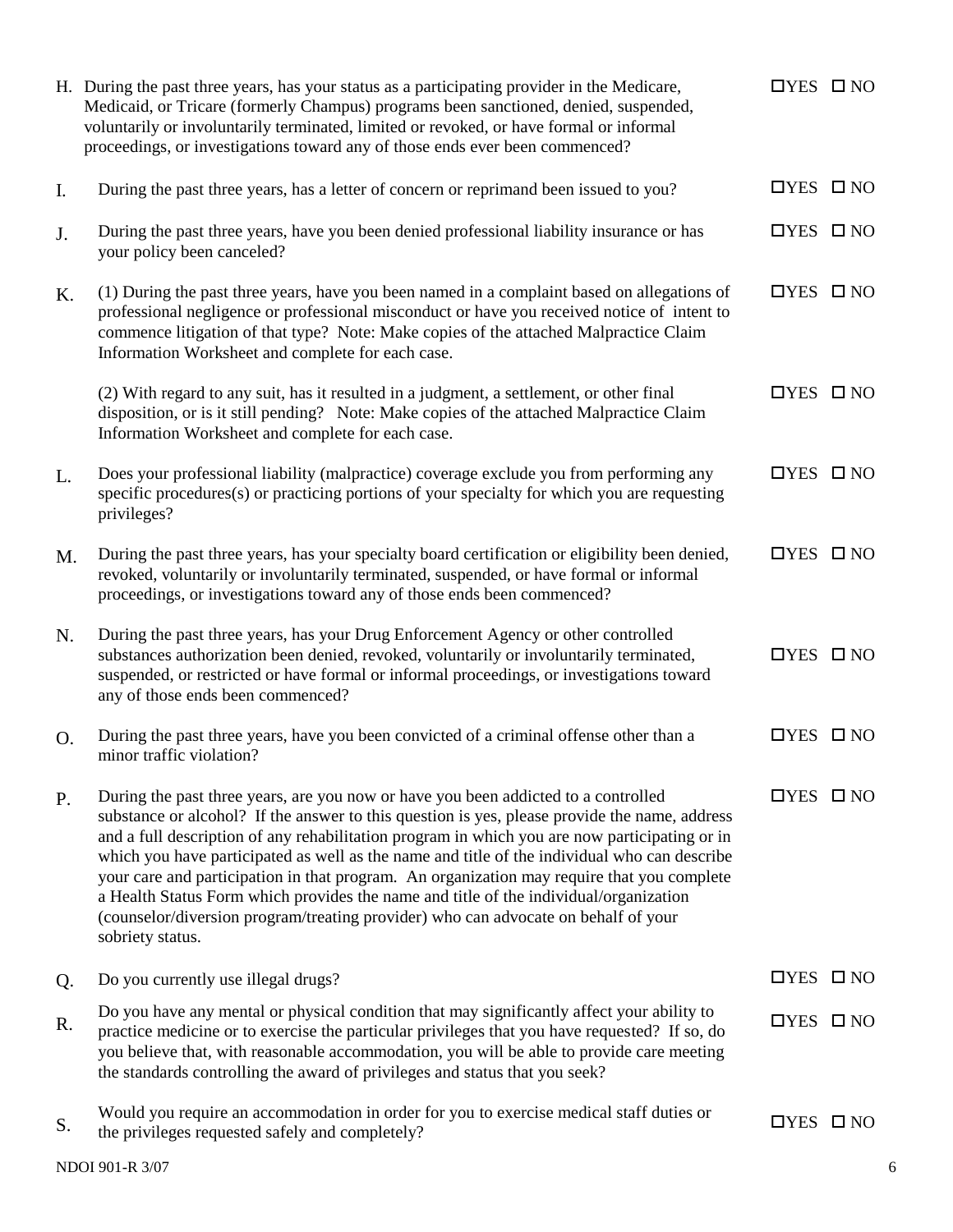H. During the past three years, has your status as a participating provider in the Medicare, Medicaid, or Tricare (formerly Champus) programs been sanctioned, denied, suspended, voluntarily or involuntarily terminated, limited or revoked, or have formal or informal proceedings, or investigations toward any of those ends ever been commenced? ☐YES ☐ NO

I. During the past three years, has a letter of concern or reprimand been issued to you? ☐YES ☐ NO

J. During the past three years, have you been denied professional liability insurance or has your policy been canceled? ☐YES ☐ NO

K. (1) During the past three years, have you been named in a complaint based on allegations of professional negligence or professional misconduct or have you received notice of intent to commence litigation of that type? Note: Make copies of the attached Malpractice Claim Information Worksheet and complete for each case. ☐YES ☐ NO

(2) With regard to any suit, has it resulted in a judgment, a settlement, or other final disposition, or is it still pending? Note: Make copies of the attached Malpractice Claim Information Worksheet and complete for each case. ☐YES ☐ NO

L. Does your professional liability (malpractice) coverage exclude you from performing any specific procedures(s) or practicing portions of your specialty for which you are requesting privileges? ☐YES ☐ NO

M. During the past three years, has your specialty board certification or eligibility been denied, revoked, voluntarily or involuntarily terminated, suspended, or have formal or informal proceedings, or investigations toward any of those ends been commenced? ☐YES ☐ NO

N. During the past three years, has your Drug Enforcement Agency or other controlled substances authorization been denied, revoked, voluntarily or involuntarily terminated, suspended, or restricted or have formal or informal proceedings, or investigations toward any of those ends been commenced? ☐YES ☐ NO

O. During the past three years, have you been convicted of a criminal offense other than a minor traffic violation? ☐YES ☐ NO

P. During the past three years, are you now or have you been addicted to a controlled substance or alcohol? If the answer to this question is yes, please provide the name, address and a full description of any rehabilitation program in which you are now participating or in which you have participated as well as the name and title of the individual who can describe your care and participation in that program. An organization may require that you complete a Health Status Form which provides the name and title of the individual/organization (counselor/diversion program/treating provider) who can advocate on behalf of your sobriety status. ☐YES ☐ NO

Q. Do you currently use illegal drugs? ☐YES ☐ NO

R. Do you have any mental or physical condition that may significantly affect your ability to practice medicine or to exercise the particular privileges that you have requested? If so, do you believe that, with reasonable accommodation, you will be able to provide care meeting the standards controlling the award of privileges and status that you seek? ☐YES ☐ NO

S. Would you require an accommodation in order for you to exercise medical staff duties or the privileges requested safely and completely? ☐YES ☐ NO

NDOI 901-R 3/07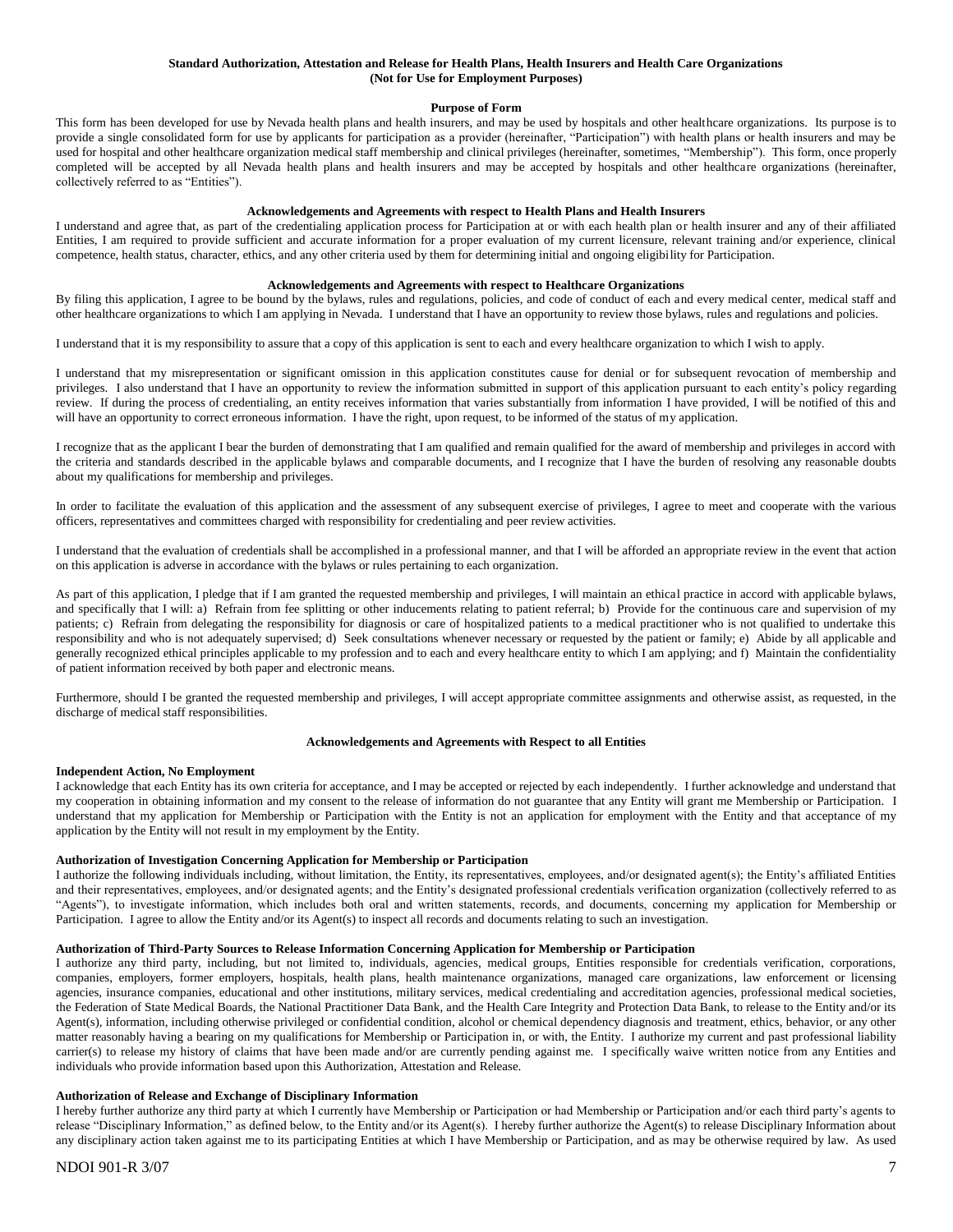**Standard Authorization, Attestation and Release for Health Plans, Health Insurers and Health Care Organizations (Not for Use for Employment Purposes)**

**Purpose of Form**

This form has been developed for use by Nevada health plans and health insurers, and may be used by hospitals and other healthcare organizations. Its purpose is to provide a single consolidated form for use by applicants for participation as a provider (hereinafter, "Participation") with health plans or health insurers and may be used for hospital and other healthcare organization medical staff membership and clinical privileges (hereinafter, sometimes, "Membership"). This form, once properly completed will be accepted by all Nevada health plans and health insurers and may be accepted by hospitals and other healthcare organizations (hereinafter, collectively referred to as "Entities").

**Acknowledgements and Agreements with respect to Health Plans and Health Insurers**

I understand and agree that, as part of the credentialing application process for Participation at or with each health plan or health insurer and any of their affiliated Entities, I am required to provide sufficient and accurate information for a proper evaluation of my current licensure, relevant training and/or experience, clinical competence, health status, character, ethics, and any other criteria used by them for determining initial and ongoing eligibility for Participation.

**Acknowledgements and Agreements with respect to Healthcare Organizations**

By filing this application, I agree to be bound by the bylaws, rules and regulations, policies, and code of conduct of each and every medical center, medical staff and other healthcare organizations to which I am applying in Nevada. I understand that I have an opportunity to review those bylaws, rules and regulations and policies.

I understand that it is my responsibility to assure that a copy of this application is sent to each and every healthcare organization to which I wish to apply.

I understand that my misrepresentation or significant omission in this application constitutes cause for denial or for subsequent revocation of membership and privileges. I also understand that I have an opportunity to review the information submitted in support of this application pursuant to each entity's policy regarding review. If during the process of credentialing, an entity receives information that varies substantially from information I have provided, I will be notified of this and will have an opportunity to correct erroneous information. I have the right, upon request, to be informed of the status of my application.

I recognize that as the applicant I bear the burden of demonstrating that I am qualified and remain qualified for the award of membership and privileges in accord with the criteria and standards described in the applicable bylaws and comparable documents, and I recognize that I have the burden of resolving any reasonable doubts about my qualifications for membership and privileges.

In order to facilitate the evaluation of this application and the assessment of any subsequent exercise of privileges, I agree to meet and cooperate with the various officers, representatives and committees charged with responsibility for credentialing and peer review activities.

I understand that the evaluation of credentials shall be accomplished in a professional manner, and that I will be afforded an appropriate review in the event that action on this application is adverse in accordance with the bylaws or rules pertaining to each organization.

As part of this application, I pledge that if I am granted the requested membership and privileges, I will maintain an ethical practice in accord with applicable bylaws, and specifically that I will: a) Refrain from fee splitting or other inducements relating to patient referral; b) Provide for the continuous care and supervision of my patients; c) Refrain from delegating the responsibility for diagnosis or care of hospitalized patients to a medical practitioner who is not qualified to undertake this responsibility and who is not adequately supervised; d) Seek consultations whenever necessary or requested by the patient or family; e) Abide by all applicable and generally recognized ethical principles applicable to my profession and to each and every healthcare entity to which I am applying; and f) Maintain the confidentiality of patient information received by both paper and electronic means.

Furthermore, should I be granted the requested membership and privileges, I will accept appropriate committee assignments and otherwise assist, as requested, in the discharge of medical staff responsibilities.

**Acknowledgements and Agreements with Respect to all Entities**

**Independent Action, No Employment**

I acknowledge that each Entity has its own criteria for acceptance, and I may be accepted or rejected by each independently. I further acknowledge and understand that my cooperation in obtaining information and my consent to the release of information do not guarantee that any Entity will grant me Membership or Participation. I understand that my application for Membership or Participation with the Entity is not an application for employment with the Entity and that acceptance of my application by the Entity will not result in my employment by the Entity.

**Authorization of Investigation Concerning Application for Membership or Participation**

I authorize the following individuals including, without limitation, the Entity, its representatives, employees, and/or designated agent(s); the Entity's affiliated Entities and their representatives, employees, and/or designated agents; and the Entity's designated professional credentials verification organization (collectively referred to as "Agents"), to investigate information, which includes both oral and written statements, records, and documents, concerning my application for Membership or Participation. I agree to allow the Entity and/or its Agent(s) to inspect all records and documents relating to such an investigation.

**Authorization of Third-Party Sources to Release Information Concerning Application for Membership or Participation**

I authorize any third party, including, but not limited to, individuals, agencies, medical groups, Entities responsible for credentials verification, corporations, companies, employers, former employers, hospitals, health plans, health maintenance organizations, managed care organizations, law enforcement or licensing agencies, insurance companies, educational and other institutions, military services, medical credentialing and accreditation agencies, professional medical societies, the Federation of State Medical Boards, the National Practitioner Data Bank, and the Health Care Integrity and Protection Data Bank, to release to the Entity and/or its Agent(s), information, including otherwise privileged or confidential condition, alcohol or chemical dependency diagnosis and treatment, ethics, behavior, or any other matter reasonably having a bearing on my qualifications for Membership or Participation in, or with, the Entity. I authorize my current and past professional liability carrier(s) to release my history of claims that have been made and/or are currently pending against me. I specifically waive written notice from any Entities and individuals who provide information based upon this Authorization, Attestation and Release.

**Authorization of Release and Exchange of Disciplinary Information**

I hereby further authorize any third party at which I currently have Membership or Participation or had Membership or Participation and/or each third party's agents to release "Disciplinary Information," as defined below, to the Entity and/or its Agent(s). I hereby further authorize the Agent(s) to release Disciplinary Information about any disciplinary action taken against me to its participating Entities at which I have Membership or Participation, and as may be otherwise required by law. As used

NDOI 901-R 3/07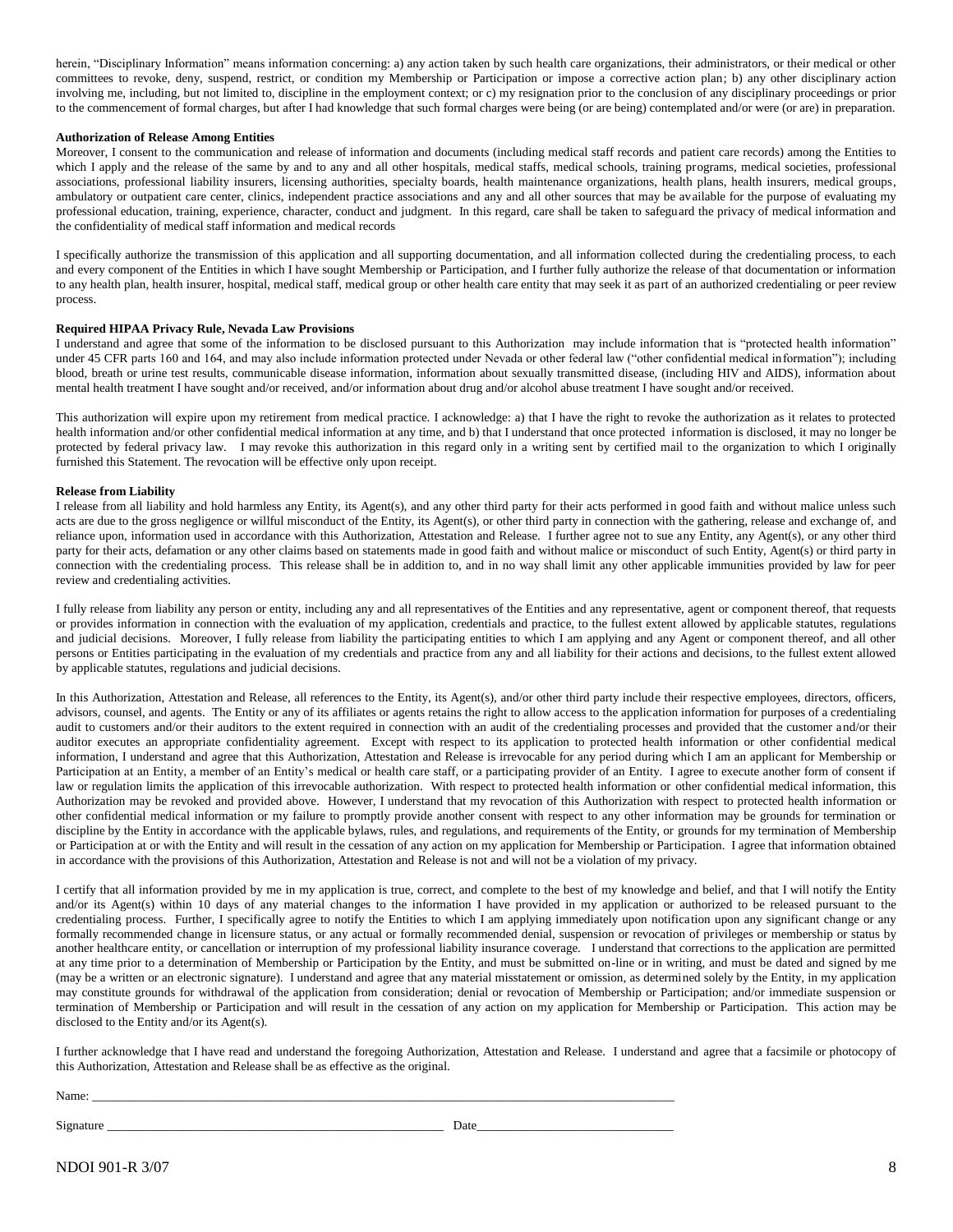herein, "Disciplinary Information" means information concerning: a) any action taken by such health care organizations, their administrators, or their medical or other committees to revoke, deny, suspend, restrict, or condition my Membership or Participation or impose a corrective action plan; b) any other disciplinary action involving me, including, but not limited to, discipline in the employment context; or c) my resignation prior to the conclusion of any disciplinary proceedings or prior to the commencement of formal charges, but after I had knowledge that such formal charges were being (or are being) contemplated and/or were (or are) in preparation.

**Authorization of Release Among Entities**

Moreover, I consent to the communication and release of information and documents (including medical staff records and patient care records) among the Entities to which I apply and the release of the same by and to any and all other hospitals, medical staffs, medical schools, training programs, medical societies, professional associations, professional liability insurers, licensing authorities, specialty boards, health maintenance organizations, health plans, health insurers, medical groups, ambulatory or outpatient care center, clinics, independent practice associations and any and all other sources that may be available for the purpose of evaluating my professional education, training, experience, character, conduct and judgment. In this regard, care shall be taken to safeguard the privacy of medical information and the confidentiality of medical staff information and medical records

I specifically authorize the transmission of this application and all supporting documentation, and all information collected during the credentialing process, to each and every component of the Entities in which I have sought Membership or Participation, and I further fully authorize the release of that documentation or information to any health plan, health insurer, hospital, medical staff, medical group or other health care entity that may seek it as part of an authorized credentialing or peer review process.

**Required HIPAA Privacy Rule, Nevada Law Provisions**

I understand and agree that some of the information to be disclosed pursuant to this Authorization may include information that is "protected health information" under 45 CFR parts 160 and 164, and may also include information protected under Nevada or other federal law ("other confidential medical information"); including blood, breath or urine test results, communicable disease information, information about sexually transmitted disease, (including HIV and AIDS), information about mental health treatment I have sought and/or received, and/or information about drug and/or alcohol abuse treatment I have sought and/or received.

This authorization will expire upon my retirement from medical practice. I acknowledge: a) that I have the right to revoke the authorization as it relates to protected health information and/or other confidential medical information at any time, and b) that I understand that once protected information is disclosed, it may no longer be protected by federal privacy law. I may revoke this authorization in this regard only in a writing sent by certified mail to the organization to which I originally furnished this Statement. The revocation will be effective only upon receipt.

**Release from Liability**

I release from all liability and hold harmless any Entity, its Agent(s), and any other third party for their acts performed in good faith and without malice unless such acts are due to the gross negligence or willful misconduct of the Entity, its Agent(s), or other third party in connection with the gathering, release and exchange of, and reliance upon, information used in accordance with this Authorization, Attestation and Release. I further agree not to sue any Entity, any Agent(s), or any other third party for their acts, defamation or any other claims based on statements made in good faith and without malice or misconduct of such Entity, Agent(s) or third party in connection with the credentialing process. This release shall be in addition to, and in no way shall limit any other applicable immunities provided by law for peer review and credentialing activities.

I fully release from liability any person or entity, including any and all representatives of the Entities and any representative, agent or component thereof, that requests or provides information in connection with the evaluation of my application, credentials and practice, to the fullest extent allowed by applicable statutes, regulations and judicial decisions. Moreover, I fully release from liability the participating entities to which I am applying and any Agent or component thereof, and all other persons or Entities participating in the evaluation of my credentials and practice from any and all liability for their actions and decisions, to the fullest extent allowed by applicable statutes, regulations and judicial decisions.

In this Authorization, Attestation and Release, all references to the Entity, its Agent(s), and/or other third party include their respective employees, directors, officers, advisors, counsel, and agents. The Entity or any of its affiliates or agents retains the right to allow access to the application information for purposes of a credentialing audit to customers and/or their auditors to the extent required in connection with an audit of the credentialing processes and provided that the customer and/or their auditor executes an appropriate confidentiality agreement. Except with respect to its application to protected health information or other confidential medical information, I understand and agree that this Authorization, Attestation and Release is irrevocable for any period during which I am an applicant for Membership or Participation at an Entity, a member of an Entity's medical or health care staff, or a participating provider of an Entity. I agree to execute another form of consent if law or regulation limits the application of this irrevocable authorization. With respect to protected health information or other confidential medical information, this Authorization may be revoked and provided above. However, I understand that my revocation of this Authorization with respect to protected health information or other confidential medical information or my failure to promptly provide another consent with respect to any other information may be grounds for termination or discipline by the Entity in accordance with the applicable bylaws, rules, and regulations, and requirements of the Entity, or grounds for my termination of Membership or Participation at or with the Entity and will result in the cessation of any action on my application for Membership or Participation. I agree that information obtained in accordance with the provisions of this Authorization, Attestation and Release is not and will not be a violation of my privacy.

I certify that all information provided by me in my application is true, correct, and complete to the best of my knowledge and belief, and that I will notify the Entity and/or its Agent(s) within 10 days of any material changes to the information I have provided in my application or authorized to be released pursuant to the credentialing process. Further, I specifically agree to notify the Entities to which I am applying immediately upon notification upon any significant change or any formally recommended change in licensure status, or any actual or formally recommended denial, suspension or revocation of privileges or membership or status by another healthcare entity, or cancellation or interruption of my professional liability insurance coverage. I understand that corrections to the application are permitted at any time prior to a determination of Membership or Participation by the Entity, and must be submitted on-line or in writing, and must be dated and signed by me (may be a written or an electronic signature). I understand and agree that any material misstatement or omission, as determined solely by the Entity, in my application may constitute grounds for withdrawal of the application from consideration; denial or revocation of Membership or Participation; and/or immediate suspension or termination of Membership or Participation and will result in the cessation of any action on my application for Membership or Participation. This action may be disclosed to the Entity and/or its Agent(s).

I further acknowledge that I have read and understand the foregoing Authorization, Attestation and Release. I understand and agree that a facsimile or photocopy of this Authorization, Attestation and Release shall be as effective as the original.

Name: ______________________________________________________________________________________________

Signature ___________________________________________________________ Date_______________________________

NDOI 901-R 3/07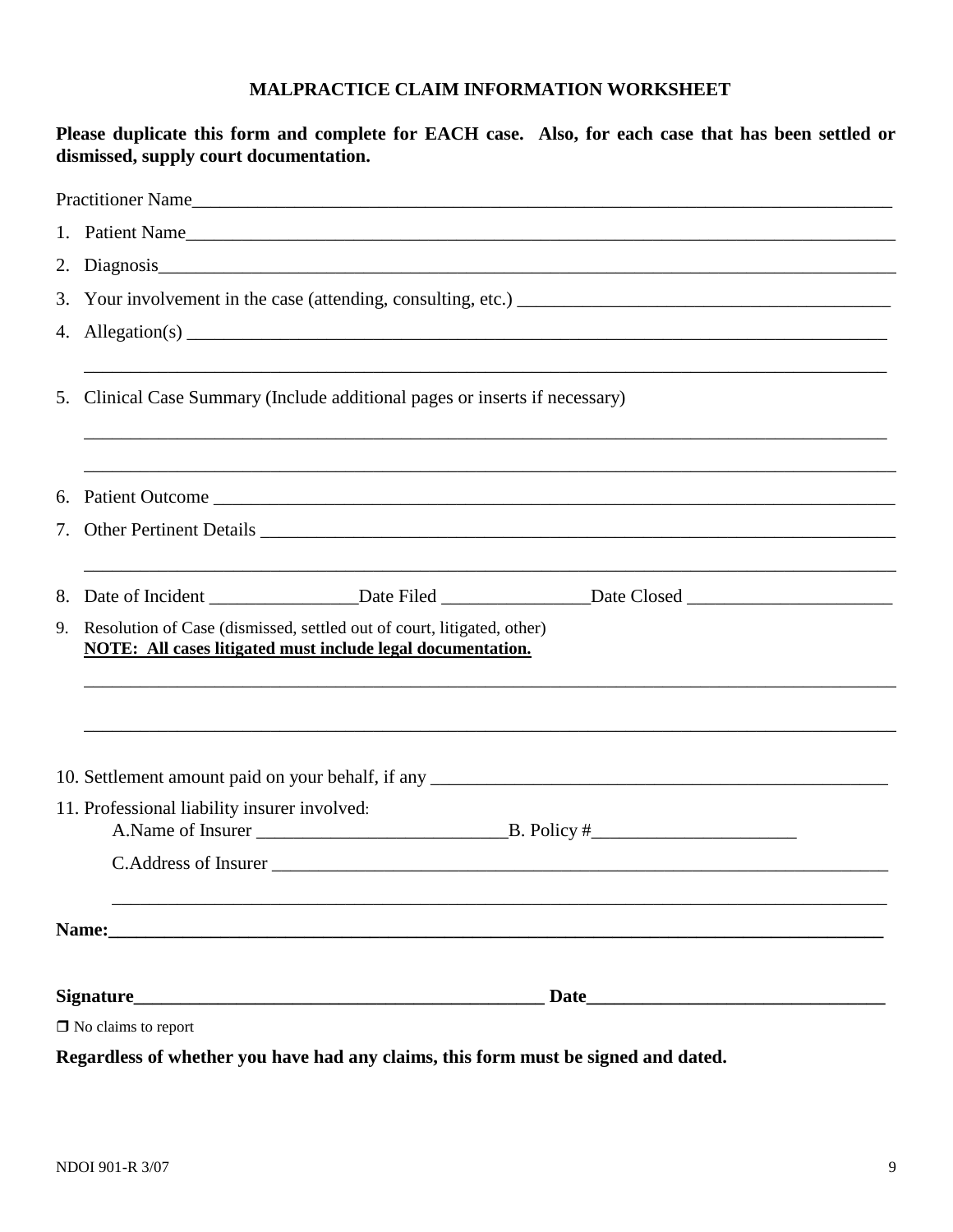# MALPRACTICE CLAIM INFORMATION WORKSHEET

**Please duplicate this form and complete for EACH case. Also, for each case that has been settled or dismissed, supply court documentation.**

Practitioner Name_______________________________________________________________________

1. Patient Name_______________________________________________________________________
2. Diagnosis__________________________________________________________________________
3. Your involvement in the case (attending, consulting, etc.) ________________________________________
4. Allegation(s) ________________________________________________________________________

   ______________________________________________________________________________________
5. Clinical Case Summary (Include additional pages or inserts if necessary)

   ______________________________________________________________________________________

   ______________________________________________________________________________________
6. Patient Outcome _____________________________________________________________________
7. Other Pertinent Details _________________________________________________________________

   ______________________________________________________________________________________
8. Date of Incident ________________Date Filed ________________Date Closed ______________________
9. Resolution of Case (dismissed, settled out of court, litigated, other)
   **NOTE: All cases litigated must include legal documentation.**

   ______________________________________________________________________________________

   ______________________________________________________________________________________
10. Settlement amount paid on your behalf, if any ___________________________________________________
11. Professional liability insurer involved:
    A.Name of Insurer ___________________________B. Policy #______________________

    C.Address of Insurer ___________________________________________________________________

    ______________________________________________________________________________________

**Name:**______________________________________________________________________________

**Signature**______________________________________________ **Date**________________________________

❒ No claims to report

**Regardless of whether you have had any claims, this form must be signed and dated.**

NDOI 901-R 3/07